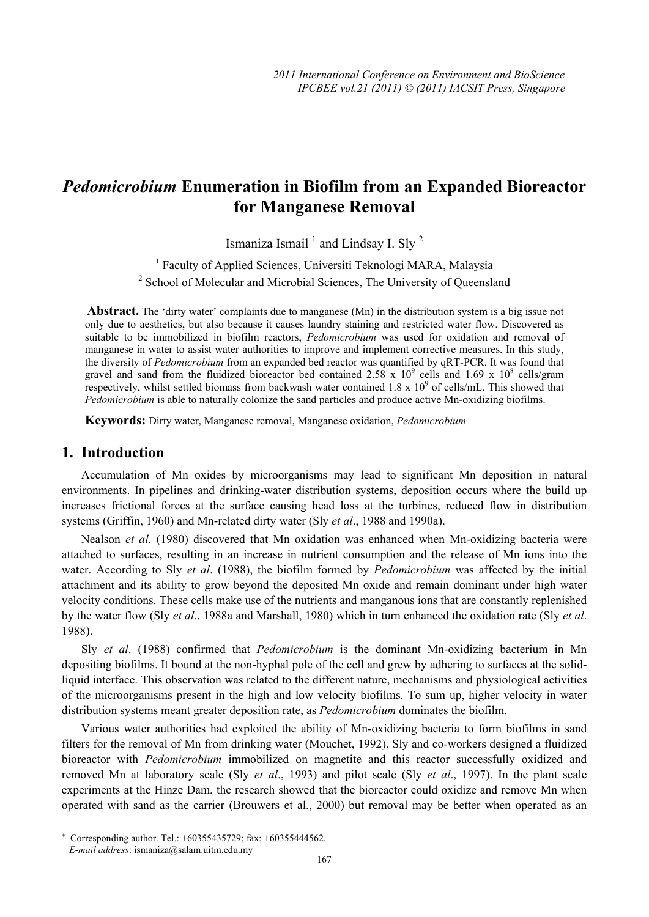# *Pedomicrobium* Enumeration in Biofilm from an Expanded Bioreactor for Manganese Removal

Ismaniza Ismail [1] and Lindsay I. Sly [2]

[1] Faculty of Applied Sciences, Universiti Teknologi MARA, Malaysia

[2] School of Molecular and Microbial Sciences, The University of Queensland

**Abstract.** The 'dirty water' complaints due to manganese (Mn) in the distribution system is a big issue not only due to aesthetics, but also because it causes laundry staining and restricted water flow. Discovered as suitable to be immobilized in biofilm reactors, *Pedomicrobium* was used for oxidation and removal of manganese in water to assist water authorities to improve and implement corrective measures. In this study, the diversity of *Pedomicrobium* from an expanded bed reactor was quantified by qRT-PCR. It was found that gravel and sand from the fluidized bioreactor bed contained $2.58 \times 10^9$ cells and $1.69 \times 10^8$ cells/gram respectively, whilst settled biomass from backwash water contained $1.8 \times 10^9$ of cells/mL. This showed that *Pedomicrobium* is able to naturally colonize the sand particles and produce active Mn-oxidizing biofilms.

**Keywords:** Dirty water, Manganese removal, Manganese oxidation, *Pedomicrobium*

## 1. Introduction

Accumulation of Mn oxides by microorganisms may lead to significant Mn deposition in natural environments. In pipelines and drinking-water distribution systems, deposition occurs where the build up increases frictional forces at the surface causing head loss at the turbines, reduced flow in distribution systems (Griffin, 1960) and Mn-related dirty water (Sly *et al*., 1988 and 1990a).

Nealson *et al.* (1980) discovered that Mn oxidation was enhanced when Mn-oxidizing bacteria were attached to surfaces, resulting in an increase in nutrient consumption and the release of Mn ions into the water. According to Sly *et al*. (1988), the biofilm formed by *Pedomicrobium* was affected by the initial attachment and its ability to grow beyond the deposited Mn oxide and remain dominant under high water velocity conditions. These cells make use of the nutrients and manganous ions that are constantly replenished by the water flow (Sly *et al*., 1988a and Marshall, 1980) which in turn enhanced the oxidation rate (Sly *et al*. 1988).

Sly *et al*. (1988) confirmed that *Pedomicrobium* is the dominant Mn-oxidizing bacterium in Mn depositing biofilms. It bound at the non-hyphal pole of the cell and grew by adhering to surfaces at the solid-liquid interface. This observation was related to the different nature, mechanisms and physiological activities of the microorganisms present in the high and low velocity biofilms. To sum up, higher velocity in water distribution systems meant greater deposition rate, as *Pedomicrobium* dominates the biofilm.

Various water authorities had exploited the ability of Mn-oxidizing bacteria to form biofilms in sand filters for the removal of Mn from drinking water (Mouchet, 1992). Sly and co-workers designed a fluidized bioreactor with *Pedomicrobium* immobilized on magnetite and this reactor successfully oxidized and removed Mn at laboratory scale (Sly *et al*., 1993) and pilot scale (Sly *et al*., 1997). In the plant scale experiments at the Hinze Dam, the research showed that the bioreactor could oxidize and remove Mn when operated with sand as the carrier (Brouwers et al., 2000) but removal may be better when operated as an

+ Corresponding author. Tel.: +60355435729; fax: +60355444562.
*E-mail address*: ismaniza@salam.uitm.edu.my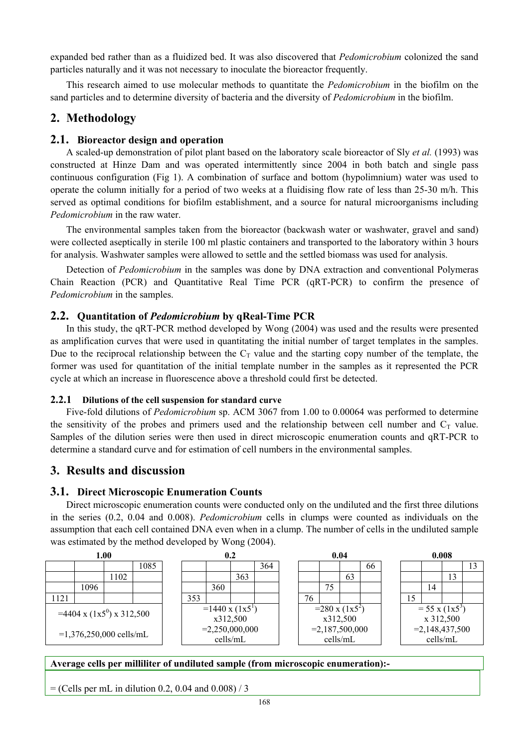expanded bed rather than as a fluidized bed. It was also discovered that *Pedomicrobium* colonized the sand particles naturally and it was not necessary to inoculate the bioreactor frequently.

This research aimed to use molecular methods to quantitate the *Pedomicrobium* in the biofilm on the sand particles and to determine diversity of bacteria and the diversity of *Pedomicrobium* in the biofilm.

## 2. Methodology

### 2.1. Bioreactor design and operation

A scaled-up demonstration of pilot plant based on the laboratory scale bioreactor of Sly *et al.* (1993) was constructed at Hinze Dam and was operated intermittently since 2004 in both batch and single pass continuous configuration (Fig 1). A combination of surface and bottom (hypolimnium) water was used to operate the column initially for a period of two weeks at a fluidising flow rate of less than 25-30 m/h. This served as optimal conditions for biofilm establishment, and a source for natural microorganisms including *Pedomicrobium* in the raw water.

The environmental samples taken from the bioreactor (backwash water or washwater, gravel and sand) were collected aseptically in sterile 100 ml plastic containers and transported to the laboratory within 3 hours for analysis. Washwater samples were allowed to settle and the settled biomass was used for analysis.

Detection of *Pedomicrobium* in the samples was done by DNA extraction and conventional Polymeras Chain Reaction (PCR) and Quantitative Real Time PCR (qRT-PCR) to confirm the presence of *Pedomicrobium* in the samples.

### 2.2. Quantitation of *Pedomicrobium* by qReal-Time PCR

In this study, the qRT-PCR method developed by Wong (2004) was used and the results were presented as amplification curves that were used in quantitating the initial number of target templates in the samples. Due to the reciprocal relationship between the $C_T$ value and the starting copy number of the template, the former was used for quantitation of the initial template number in the samples as it represented the PCR cycle at which an increase in fluorescence above a threshold could first be detected.

#### 2.2.1 Dilutions of the cell suspension for standard curve

Five-fold dilutions of *Pedomicrobium* sp. ACM 3067 from 1.00 to 0.00064 was performed to determine the sensitivity of the probes and primers used and the relationship between cell number and $C_T$ value. Samples of the dilution series were then used in direct microscopic enumeration counts and qRT-PCR to determine a standard curve and for estimation of cell numbers in the environmental samples.

## 3. Results and discussion

### 3.1. Direct Microscopic Enumeration Counts

Direct microscopic enumeration counts were conducted only on the undiluted and the first three dilutions in the series (0.2, 0.04 and 0.008). *Pedomicrobium* cells in clumps were counted as individuals on the assumption that each cell contained DNA even when in a clump. The number of cells in the undiluted sample was estimated by the method developed by Wong (2004).

**1.00**

| | | | |
|---|---|---|---|
| | | | 1085 |
| | | 1102 | |
| | 1096 | | |
| 1121 | | | |
| =4404 x $(1x5^0)$ x 312,500 =1,376,250,000 cells/mL | | | |

**0.2**

| | | | |
|---|---|---|---|
| | | | 364 |
| | | 363 | |
| | 360 | | |
| 353 | | | |
| =1440 x $(1x5^1)$ x312,500 =2,250,000,000 cells/mL | | | |

**0.04**

| | | | |
|---|---|---|---|
| | | | 66 |
| | | 63 | |
| | 75 | | |
| 76 | | | |
| =280 x $(1x5^2)$ x312,500 =2,187,500,000 cells/mL | | | |

**0.008**

| | | | |
|---|---|---|---|
| | | | 13 |
| | | 13 | |
| | 14 | | |
| 15 | | | |
| = 55 x $(1x5^3)$ x 312,500 =2,148,437,500 cells/mL | | | |

**Average cells per milliliter of undiluted sample (from microscopic enumeration):-**

= (Cells per mL in dilution 0.2, 0.04 and 0.008) / 3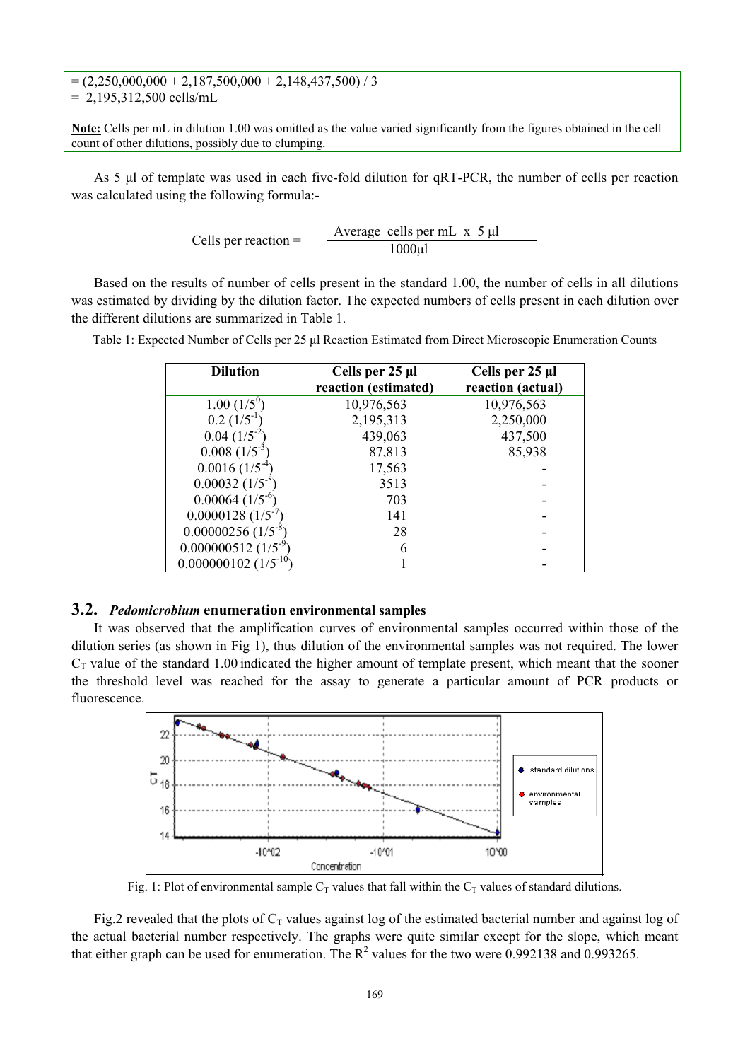= (2,250,000,000 + 2,187,500,000 + 2,148,437,500) / 3
= 2,195,312,500 cells/mL

**Note:** Cells per mL in dilution 1.00 was omitted as the value varied significantly from the figures obtained in the cell count of other dilutions, possibly due to clumping.

As 5 µl of template was used in each five-fold dilution for qRT-PCR, the number of cells per reaction was calculated using the following formula:-

$$\text{Cells per reaction} = \frac{\text{Average cells per mL} \times 5\ \mu l}{1000 \mu l}$$

Based on the results of number of cells present in the standard 1.00, the number of cells in all dilutions was estimated by dividing by the dilution factor. The expected numbers of cells present in each dilution over the different dilutions are summarized in Table 1.

Table 1: Expected Number of Cells per 25 µl Reaction Estimated from Direct Microscopic Enumeration Counts

| Dilution | Cells per 25 µl reaction (estimated) | Cells per 25 µl reaction (actual) |
|---|---|---|
| 1.00 ($1/5^0$) | 10,976,563 | 10,976,563 |
| 0.2 ($1/5^{-1}$) | 2,195,313 | 2,250,000 |
| 0.04 ($1/5^{-2}$) | 439,063 | 437,500 |
| 0.008 ($1/5^{-3}$) | 87,813 | 85,938 |
| 0.0016 ($1/5^{-4}$) | 17,563 | - |
| 0.00032 ($1/5^{-5}$) | 3513 | - |
| 0.00064 ($1/5^{-6}$) | 703 | - |
| 0.0000128 ($1/5^{-7}$) | 141 | - |
| 0.00000256 ($1/5^{-8}$) | 28 | - |
| 0.000000512 ($1/5^{-9}$) | 6 | - |
| 0.000000102 ($1/5^{-10}$) | 1 | - |

## 3.2. *Pedomicrobium* enumeration environmental samples

It was observed that the amplification curves of environmental samples occurred within those of the dilution series (as shown in Fig 1), thus dilution of the environmental samples was not required. The lower $C_T$ value of the standard 1.00 indicated the higher amount of template present, which meant that the sooner the threshold level was reached for the assay to generate a particular amount of PCR products or fluorescence.

Fig. 1: Plot of environmental sample $C_T$ values that fall within the $C_T$ values of standard dilutions.

Fig.2 revealed that the plots of $C_T$ values against log of the estimated bacterial number and against log of the actual bacterial number respectively. The graphs were quite similar except for the slope, which meant that either graph can be used for enumeration. The $R^2$ values for the two were 0.992138 and 0.993265.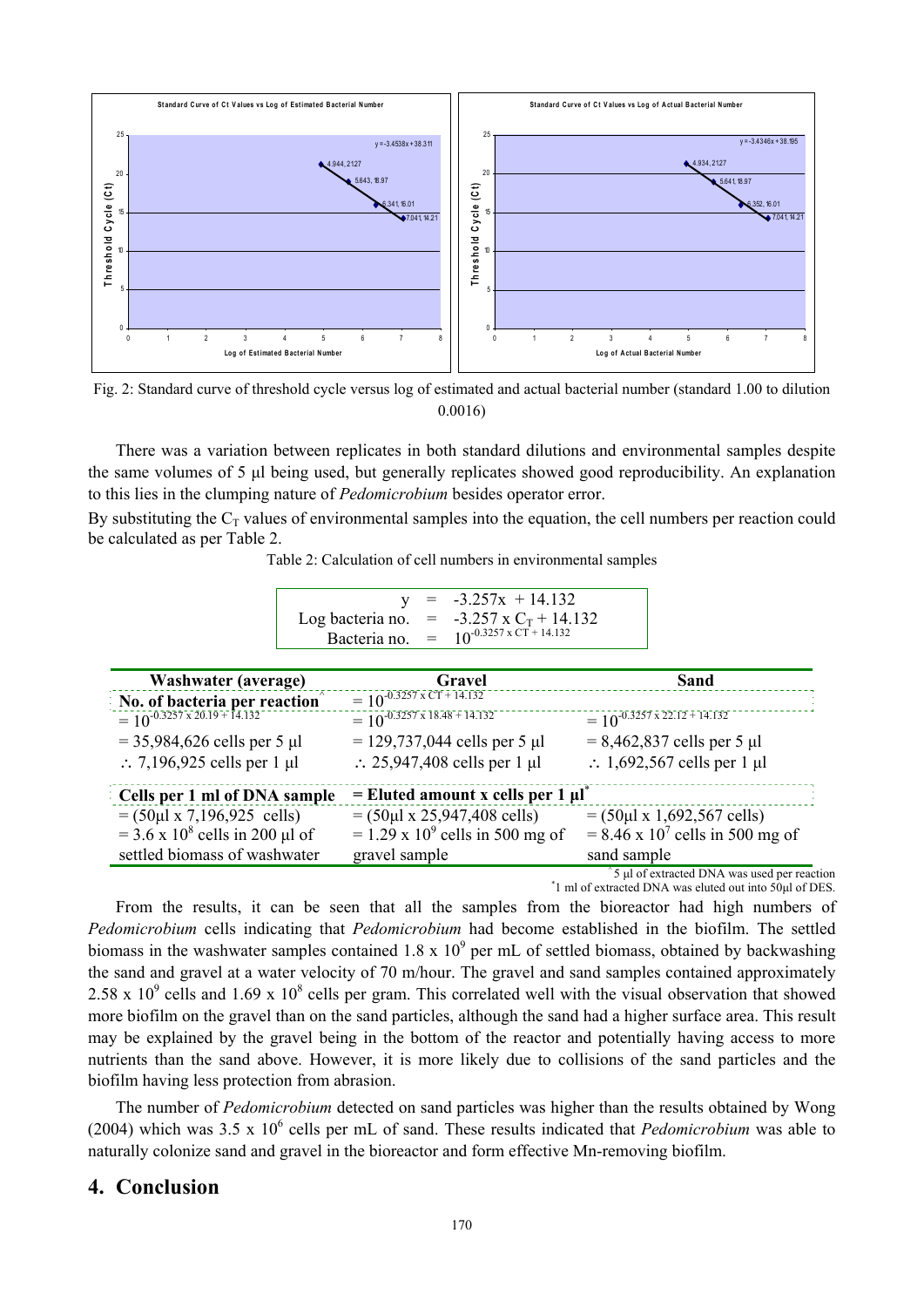Fig. 2: Standard curve of threshold cycle versus log of estimated and actual bacterial number (standard 1.00 to dilution 0.0016)

There was a variation between replicates in both standard dilutions and environmental samples despite the same volumes of 5 µl being used, but generally replicates showed good reproducibility. An explanation to this lies in the clumping nature of *Pedomicrobium* besides operator error.

By substituting the $C_T$ values of environmental samples into the equation, the cell numbers per reaction could be calculated as per Table 2.

Table 2: Calculation of cell numbers in environmental samples

$$y = -3.257x + 14.132$$
$$\text{Log bacteria no.} = -3.257 \times C_T + 14.132$$
$$\text{Bacteria no.} = 10^{-0.3257 \times CT + 14.132}$$

| Washwater (average) | Gravel | Sand |
|---|---|---|
| **No. of bacteria per reaction**[^] | $= 10^{-0.3257 \times CT + 14.132}$ | |
| $= 10^{-0.3257 \times 20.19 + 14.132}$ | $= 10^{-0.3257 \times 18.48 + 14.132}$ | $= 10^{-0.3257 \times 22.12 + 14.132}$ |
| = 35,984,626 cells per 5 µl | = 129,737,044 cells per 5 µl | = 8,462,837 cells per 5 µl |
| ∴ 7,196,925 cells per 1 µl | ∴ 25,947,408 cells per 1 µl | ∴ 1,692,567 cells per 1 µl |
| **Cells per 1 ml of DNA sample** | **= Eluted amount x cells per 1 µl**[*] | |
| = (50µl x 7,196,925 cells) | = (50µl x 25,947,408 cells) | = (50µl x 1,692,567 cells) |
| = $3.6 \times 10^8$ cells in 200 µl of settled biomass of washwater | = $1.29 \times 10^9$ cells in 500 mg of gravel sample | = $8.46 \times 10^7$ cells in 500 mg of sand sample |

[^] 5 µl of extracted DNA was used per reaction
[*] 1 ml of extracted DNA was eluted out into 50µl of DES.

From the results, it can be seen that all the samples from the bioreactor had high numbers of *Pedomicrobium* cells indicating that *Pedomicrobium* had become established in the biofilm. The settled biomass in the washwater samples contained $1.8 \times 10^9$ per mL of settled biomass, obtained by backwashing the sand and gravel at a water velocity of 70 m/hour. The gravel and sand samples contained approximately $2.58 \times 10^9$ cells and $1.69 \times 10^8$ cells per gram. This correlated well with the visual observation that showed more biofilm on the gravel than on the sand particles, although the sand had a higher surface area. This result may be explained by the gravel being in the bottom of the reactor and potentially having access to more nutrients than the sand above. However, it is more likely due to collisions of the sand particles and the biofilm having less protection from abrasion.

The number of *Pedomicrobium* detected on sand particles was higher than the results obtained by Wong (2004) which was $3.5 \times 10^6$ cells per mL of sand. These results indicated that *Pedomicrobium* was able to naturally colonize sand and gravel in the bioreactor and form effective Mn-removing biofilm.

## 4. Conclusion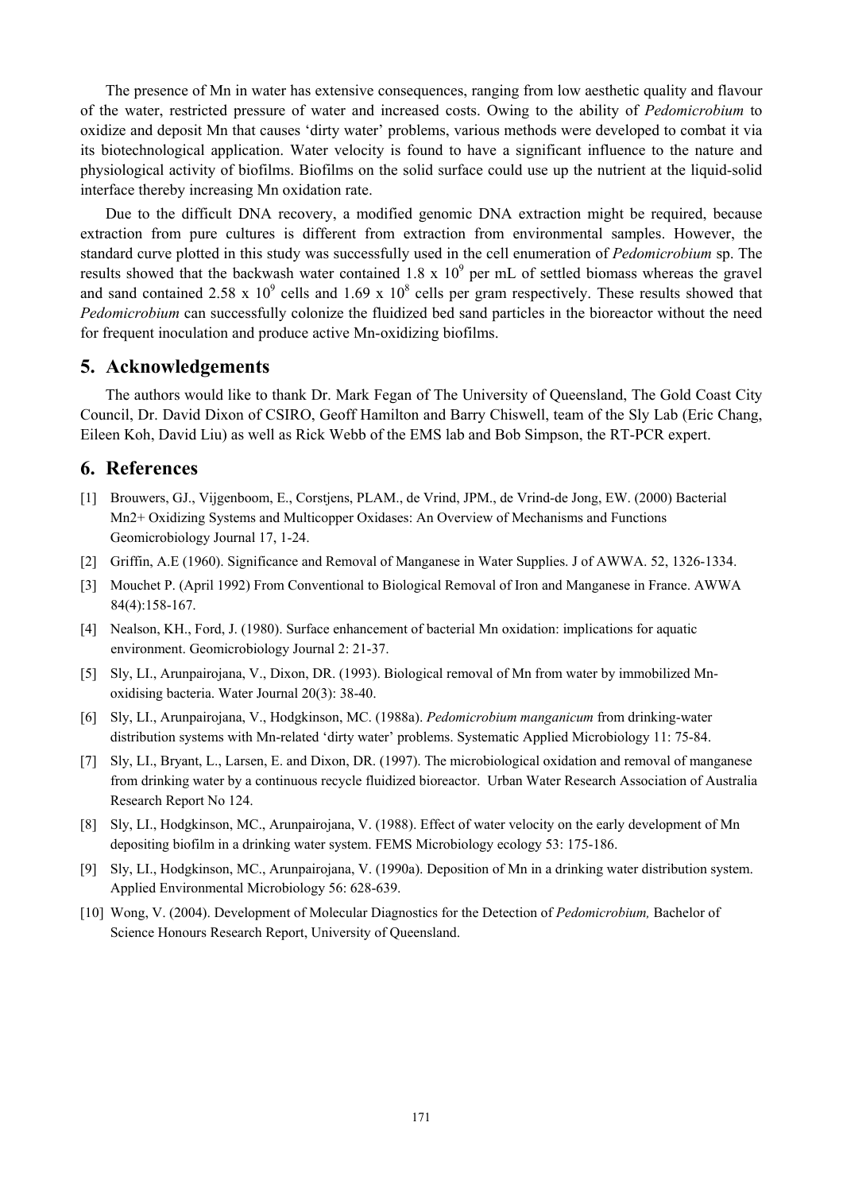The presence of Mn in water has extensive consequences, ranging from low aesthetic quality and flavour of the water, restricted pressure of water and increased costs. Owing to the ability of *Pedomicrobium* to oxidize and deposit Mn that causes 'dirty water' problems, various methods were developed to combat it via its biotechnological application. Water velocity is found to have a significant influence to the nature and physiological activity of biofilms. Biofilms on the solid surface could use up the nutrient at the liquid-solid interface thereby increasing Mn oxidation rate.

Due to the difficult DNA recovery, a modified genomic DNA extraction might be required, because extraction from pure cultures is different from extraction from environmental samples. However, the standard curve plotted in this study was successfully used in the cell enumeration of *Pedomicrobium* sp. The results showed that the backwash water contained $1.8 \times 10^9$ per mL of settled biomass whereas the gravel and sand contained $2.58 \times 10^9$ cells and $1.69 \times 10^8$ cells per gram respectively. These results showed that *Pedomicrobium* can successfully colonize the fluidized bed sand particles in the bioreactor without the need for frequent inoculation and produce active Mn-oxidizing biofilms.

## 5. Acknowledgements

The authors would like to thank Dr. Mark Fegan of The University of Queensland, The Gold Coast City Council, Dr. David Dixon of CSIRO, Geoff Hamilton and Barry Chiswell, team of the Sly Lab (Eric Chang, Eileen Koh, David Liu) as well as Rick Webb of the EMS lab and Bob Simpson, the RT-PCR expert.

## 6. References

[1] Brouwers, GJ., Vijgenboom, E., Corstjens, PLAM., de Vrind, JPM., de Vrind-de Jong, EW. (2000) Bacterial Mn2+ Oxidizing Systems and Multicopper Oxidases: An Overview of Mechanisms and Functions Geomicrobiology Journal 17, 1-24.

[2] Griffin, A.E (1960). Significance and Removal of Manganese in Water Supplies. J of AWWA. 52, 1326-1334.

[3] Mouchet P. (April 1992) From Conventional to Biological Removal of Iron and Manganese in France. AWWA 84(4):158-167.

[4] Nealson, KH., Ford, J. (1980). Surface enhancement of bacterial Mn oxidation: implications for aquatic environment. Geomicrobiology Journal 2: 21-37.

[5] Sly, LI., Arunpairojana, V., Dixon, DR. (1993). Biological removal of Mn from water by immobilized Mn-oxidising bacteria. Water Journal 20(3): 38-40.

[6] Sly, LI., Arunpairojana, V., Hodgkinson, MC. (1988a). *Pedomicrobium manganicum* from drinking-water distribution systems with Mn-related 'dirty water' problems. Systematic Applied Microbiology 11: 75-84.

[7] Sly, LI., Bryant, L., Larsen, E. and Dixon, DR. (1997). The microbiological oxidation and removal of manganese from drinking water by a continuous recycle fluidized bioreactor. Urban Water Research Association of Australia Research Report No 124.

[8] Sly, LI., Hodgkinson, MC., Arunpairojana, V. (1988). Effect of water velocity on the early development of Mn depositing biofilm in a drinking water system. FEMS Microbiology ecology 53: 175-186.

[9] Sly, LI., Hodgkinson, MC., Arunpairojana, V. (1990a). Deposition of Mn in a drinking water distribution system. Applied Environmental Microbiology 56: 628-639.

[10] Wong, V. (2004). Development of Molecular Diagnostics for the Detection of *Pedomicrobium,* Bachelor of Science Honours Research Report, University of Queensland.